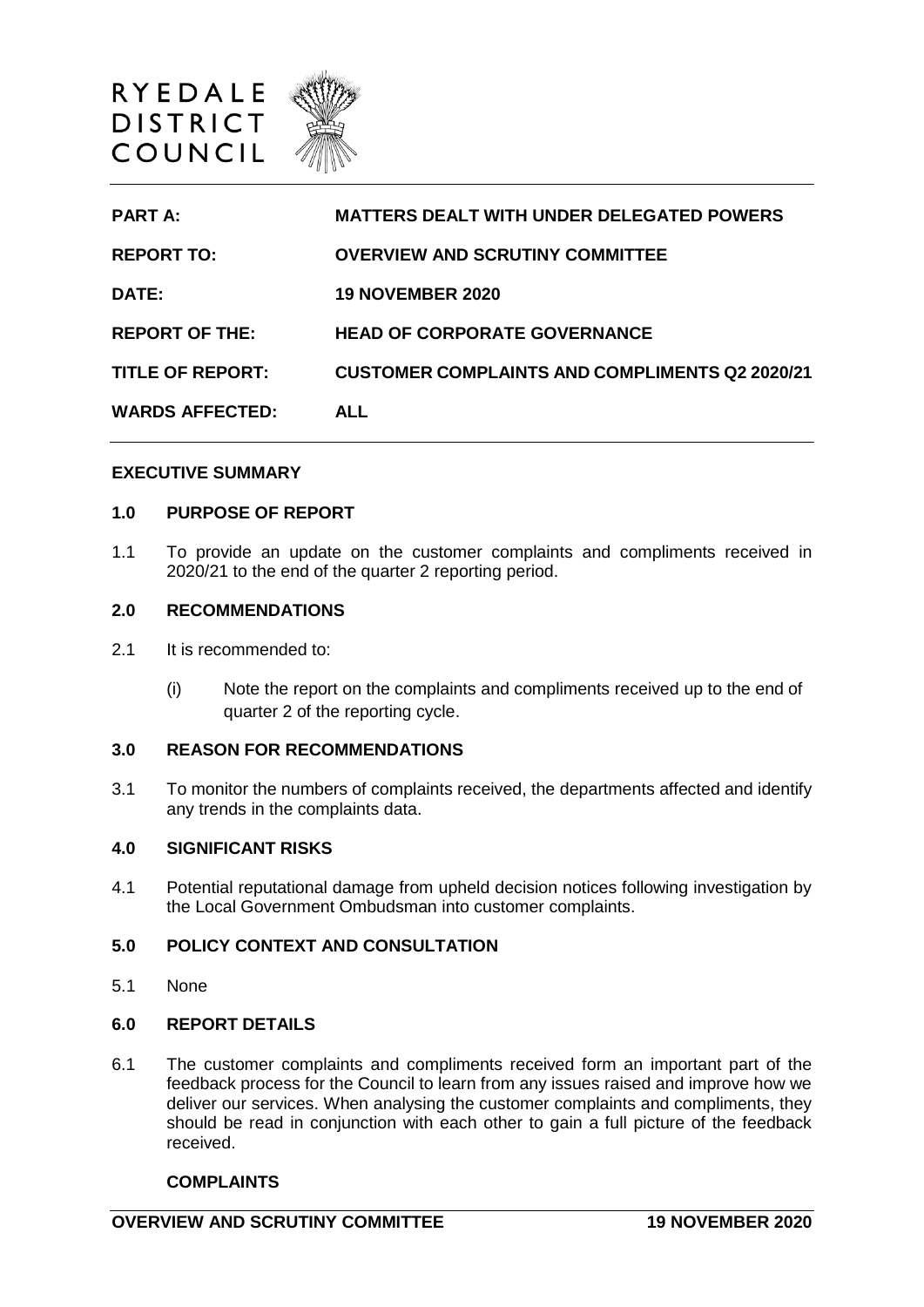RYEDALE
DISTRICT
COUNCIL

| | |
|---|---|
| **PART A:** | **MATTERS DEALT WITH UNDER DELEGATED POWERS** |
| **REPORT TO:** | **OVERVIEW AND SCRUTINY COMMITTEE** |
| **DATE:** | **19 NOVEMBER 2020** |
| **REPORT OF THE:** | **HEAD OF CORPORATE GOVERNANCE** |
| **TITLE OF REPORT:** | **CUSTOMER COMPLAINTS AND COMPLIMENTS Q2 2020/21** |
| **WARDS AFFECTED:** | **ALL** |

## EXECUTIVE SUMMARY

### 1.0 PURPOSE OF REPORT

1.1 To provide an update on the customer complaints and compliments received in 2020/21 to the end of the quarter 2 reporting period.

### 2.0 RECOMMENDATIONS

2.1 It is recommended to:

(i) Note the report on the complaints and compliments received up to the end of quarter 2 of the reporting cycle.

### 3.0 REASON FOR RECOMMENDATIONS

3.1 To monitor the numbers of complaints received, the departments affected and identify any trends in the complaints data.

### 4.0 SIGNIFICANT RISKS

4.1 Potential reputational damage from upheld decision notices following investigation by the Local Government Ombudsman into customer complaints.

### 5.0 POLICY CONTEXT AND CONSULTATION

5.1 None

### 6.0 REPORT DETAILS

6.1 The customer complaints and compliments received form an important part of the feedback process for the Council to learn from any issues raised and improve how we deliver our services. When analysing the customer complaints and compliments, they should be read in conjunction with each other to gain a full picture of the feedback received.

**COMPLAINTS**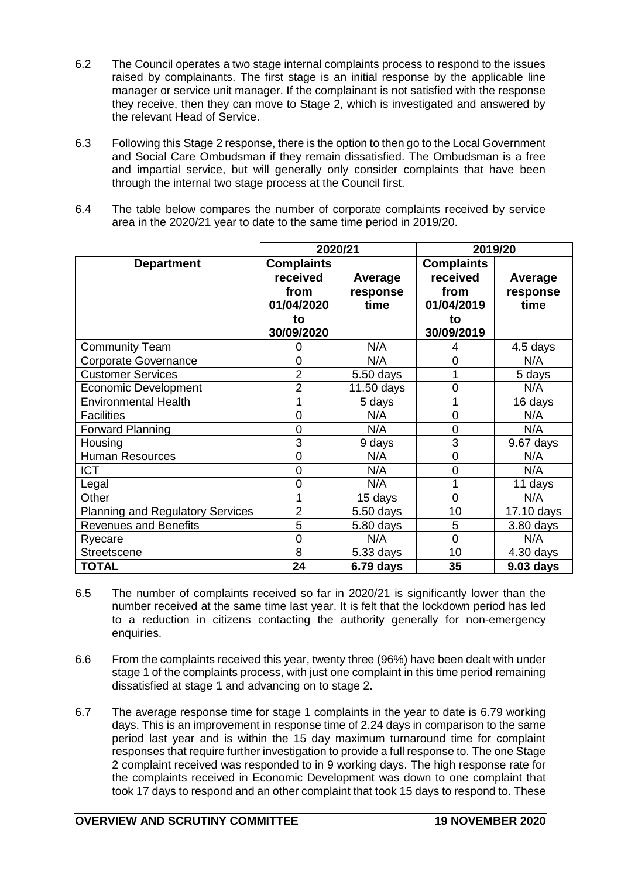6.2 The Council operates a two stage internal complaints process to respond to the issues raised by complainants. The first stage is an initial response by the applicable line manager or service unit manager. If the complainant is not satisfied with the response they receive, then they can move to Stage 2, which is investigated and answered by the relevant Head of Service.

6.3 Following this Stage 2 response, there is the option to then go to the Local Government and Social Care Ombudsman if they remain dissatisfied. The Ombudsman is a free and impartial service, but will generally only consider complaints that have been through the internal two stage process at the Council first.

6.4 The table below compares the number of corporate complaints received by service area in the 2020/21 year to date to the same time period in 2019/20.

| | 2020/21 | | 2019/20 | |
|---|---|---|---|---|
| **Department** | **Complaints received from 01/04/2020 to 30/09/2020** | **Average response time** | **Complaints received from 01/04/2019 to 30/09/2019** | **Average response time** |
| Community Team | 0 | N/A | 4 | 4.5 days |
| Corporate Governance | 0 | N/A | 0 | N/A |
| Customer Services | 2 | 5.50 days | 1 | 5 days |
| Economic Development | 2 | 11.50 days | 0 | N/A |
| Environmental Health | 1 | 5 days | 1 | 16 days |
| Facilities | 0 | N/A | 0 | N/A |
| Forward Planning | 0 | N/A | 0 | N/A |
| Housing | 3 | 9 days | 3 | 9.67 days |
| Human Resources | 0 | N/A | 0 | N/A |
| ICT | 0 | N/A | 0 | N/A |
| Legal | 0 | N/A | 1 | 11 days |
| Other | 1 | 15 days | 0 | N/A |
| Planning and Regulatory Services | 2 | 5.50 days | 10 | 17.10 days |
| Revenues and Benefits | 5 | 5.80 days | 5 | 3.80 days |
| Ryecare | 0 | N/A | 0 | N/A |
| Streetscene | 8 | 5.33 days | 10 | 4.30 days |
| **TOTAL** | **24** | **6.79 days** | **35** | **9.03 days** |

6.5 The number of complaints received so far in 2020/21 is significantly lower than the number received at the same time last year. It is felt that the lockdown period has led to a reduction in citizens contacting the authority generally for non-emergency enquiries.

6.6 From the complaints received this year, twenty three (96%) have been dealt with under stage 1 of the complaints process, with just one complaint in this time period remaining dissatisfied at stage 1 and advancing on to stage 2.

6.7 The average response time for stage 1 complaints in the year to date is 6.79 working days. This is an improvement in response time of 2.24 days in comparison to the same period last year and is within the 15 day maximum turnaround time for complaint responses that require further investigation to provide a full response to. The one Stage 2 complaint received was responded to in 9 working days. The high response rate for the complaints received in Economic Development was down to one complaint that took 17 days to respond and an other complaint that took 15 days to respond to. These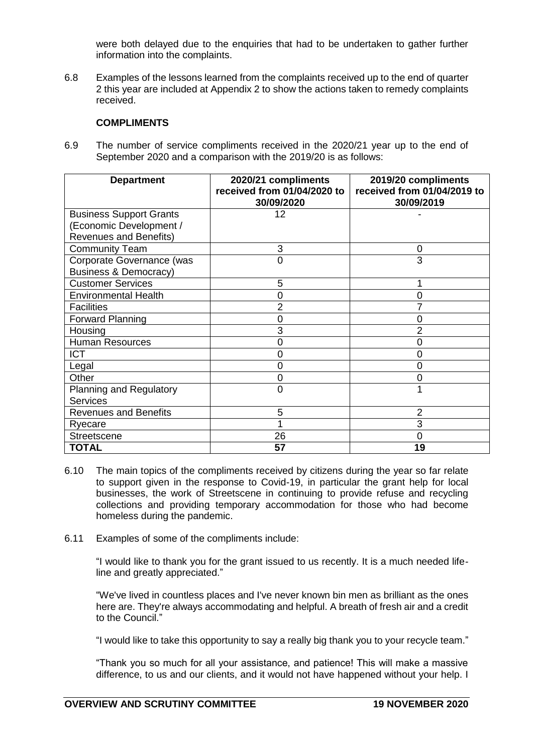were both delayed due to the enquiries that had to be undertaken to gather further information into the complaints.

6.8 Examples of the lessons learned from the complaints received up to the end of quarter 2 this year are included at Appendix 2 to show the actions taken to remedy complaints received.

**COMPLIMENTS**

6.9 The number of service compliments received in the 2020/21 year up to the end of September 2020 and a comparison with the 2019/20 is as follows:

| Department | 2020/21 compliments received from 01/04/2020 to 30/09/2020 | 2019/20 compliments received from 01/04/2019 to 30/09/2019 |
|---|---|---|
| Business Support Grants (Economic Development / Revenues and Benefits) | 12 | - |
| Community Team | 3 | 0 |
| Corporate Governance (was Business & Democracy) | 0 | 3 |
| Customer Services | 5 | 1 |
| Environmental Health | 0 | 0 |
| Facilities | 2 | 7 |
| Forward Planning | 0 | 0 |
| Housing | 3 | 2 |
| Human Resources | 0 | 0 |
| ICT | 0 | 0 |
| Legal | 0 | 0 |
| Other | 0 | 0 |
| Planning and Regulatory Services | 0 | 1 |
| Revenues and Benefits | 5 | 2 |
| Ryecare | 1 | 3 |
| Streetscene | 26 | 0 |
| **TOTAL** | **57** | **19** |

6.10 The main topics of the compliments received by citizens during the year so far relate to support given in the response to Covid-19, in particular the grant help for local businesses, the work of Streetscene in continuing to provide refuse and recycling collections and providing temporary accommodation for those who had become homeless during the pandemic.

6.11 Examples of some of the compliments include:

"I would like to thank you for the grant issued to us recently. It is a much needed life-line and greatly appreciated."

"We've lived in countless places and I've never known bin men as brilliant as the ones here are. They're always accommodating and helpful. A breath of fresh air and a credit to the Council."

"I would like to take this opportunity to say a really big thank you to your recycle team."

"Thank you so much for all your assistance, and patience! This will make a massive difference, to us and our clients, and it would not have happened without your help. I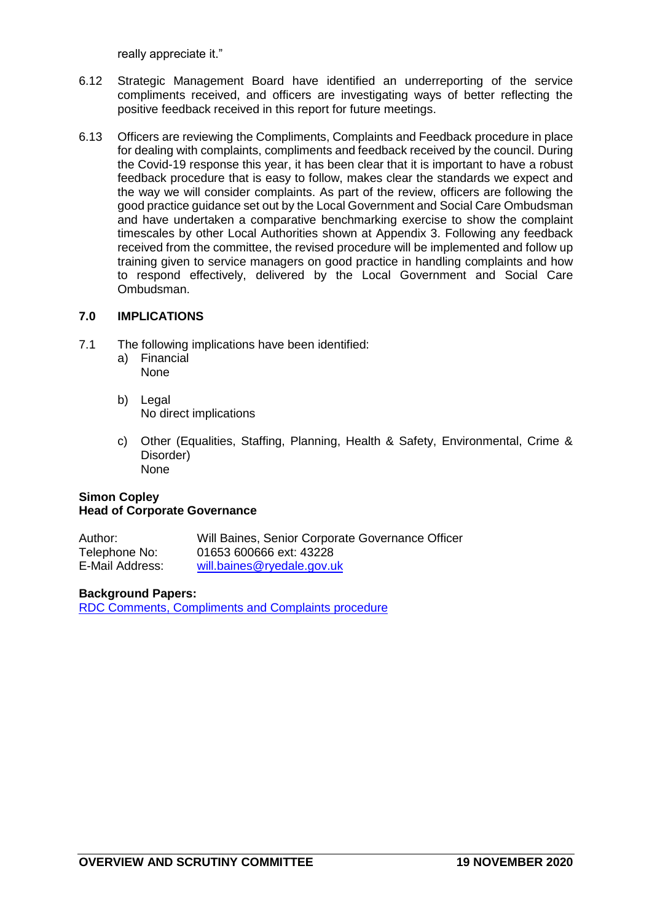really appreciate it."

6.12 Strategic Management Board have identified an underreporting of the service compliments received, and officers are investigating ways of better reflecting the positive feedback received in this report for future meetings.

6.13 Officers are reviewing the Compliments, Complaints and Feedback procedure in place for dealing with complaints, compliments and feedback received by the council. During the Covid-19 response this year, it has been clear that it is important to have a robust feedback procedure that is easy to follow, makes clear the standards we expect and the way we will consider complaints. As part of the review, officers are following the good practice guidance set out by the Local Government and Social Care Ombudsman and have undertaken a comparative benchmarking exercise to show the complaint timescales by other Local Authorities shown at Appendix 3. Following any feedback received from the committee, the revised procedure will be implemented and follow up training given to service managers on good practice in handling complaints and how to respond effectively, delivered by the Local Government and Social Care Ombudsman.

## 7.0 IMPLICATIONS

7.1 The following implications have been identified:

a) Financial
None

b) Legal
No direct implications

c) Other (Equalities, Staffing, Planning, Health & Safety, Environmental, Crime & Disorder)
None

**Simon Copley**
**Head of Corporate Governance**

| | |
|---|---|
| Author: | Will Baines, Senior Corporate Governance Officer |
| Telephone No: | 01653 600666 ext: 43228 |
| E-Mail Address: | will.baines@ryedale.gov.uk |

**Background Papers:**
RDC Comments, Compliments and Complaints procedure